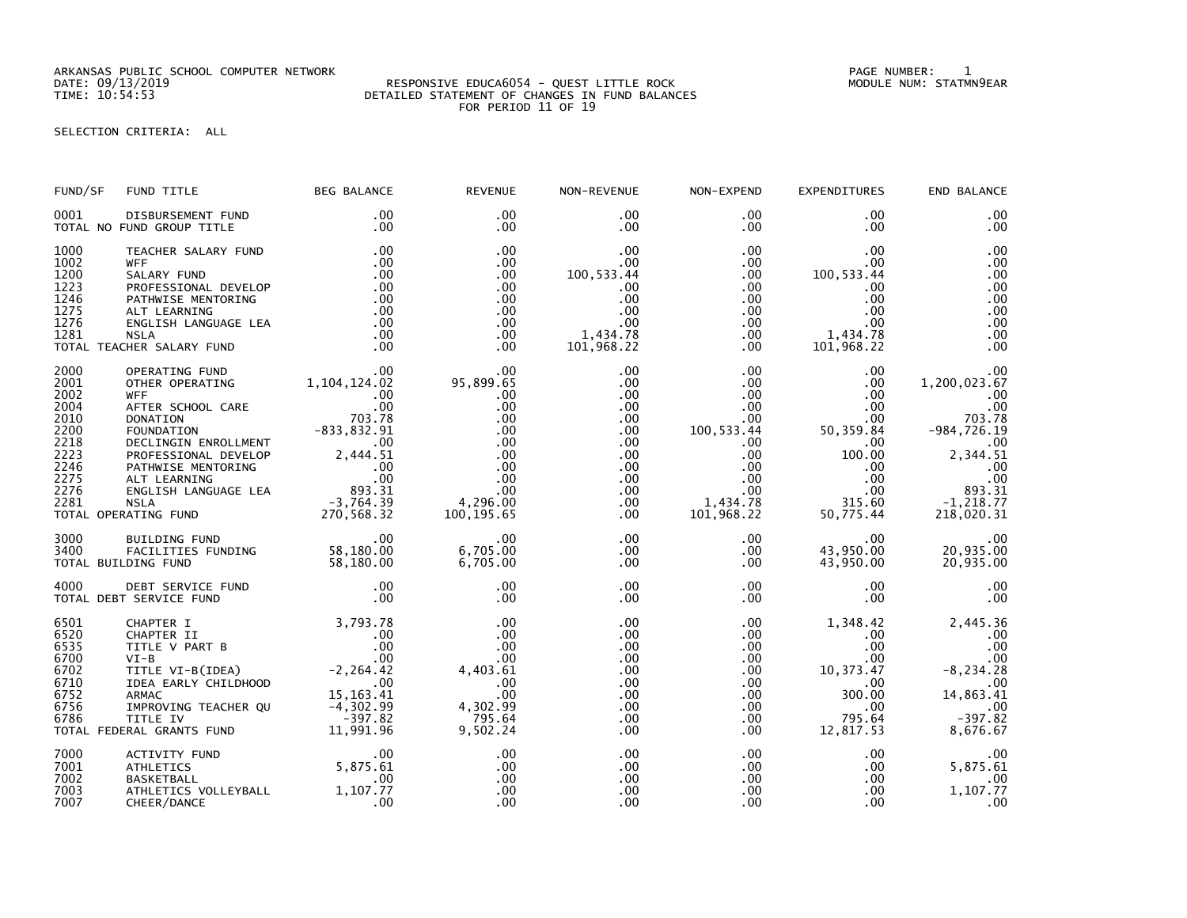ARKANSAS PUBLIC SCHOOL COMPUTER NETWORK
DATE: 09/13/2019
TIME: 10:54:53

RESPONSIVE EDUCA6054 - QUEST LITTLE ROCK
DETAILED STATEMENT OF CHANGES IN FUND BALANCES
FOR PERIOD 11 OF 19

PAGE NUMBER: 1
MODULE NUM: STATMN9EAR

SELECTION CRITERIA: ALL

| FUND/SF | FUND TITLE | BEG BALANCE | REVENUE | NON-REVENUE | NON-EXPEND | EXPENDITURES | END BALANCE |
|---|---|---|---|---|---|---|---|
| 0001 | DISBURSEMENT FUND | .00 | .00 | .00 | .00 | .00 | .00 |
| | TOTAL NO FUND GROUP TITLE | .00 | .00 | .00 | .00 | .00 | .00 |
| 1000 | TEACHER SALARY FUND | .00 | .00 | .00 | .00 | .00 | .00 |
| 1002 | WFF | .00 | .00 | .00 | .00 | .00 | .00 |
| 1200 | SALARY FUND | .00 | .00 | 100,533.44 | .00 | 100,533.44 | .00 |
| 1223 | PROFESSIONAL DEVELOP | .00 | .00 | .00 | .00 | .00 | .00 |
| 1246 | PATHWISE MENTORING | .00 | .00 | .00 | .00 | .00 | .00 |
| 1275 | ALT LEARNING | .00 | .00 | .00 | .00 | .00 | .00 |
| 1276 | ENGLISH LANGUAGE LEA | .00 | .00 | .00 | .00 | .00 | .00 |
| 1281 | NSLA | .00 | .00 | 1,434.78 | .00 | 1,434.78 | .00 |
| | TOTAL TEACHER SALARY FUND | .00 | .00 | 101,968.22 | .00 | 101,968.22 | .00 |
| 2000 | OPERATING FUND | .00 | .00 | .00 | .00 | .00 | .00 |
| 2001 | OTHER OPERATING | 1,104,124.02 | 95,899.65 | .00 | .00 | .00 | 1,200,023.67 |
| 2002 | WFF | .00 | .00 | .00 | .00 | .00 | .00 |
| 2004 | AFTER SCHOOL CARE | .00 | .00 | .00 | .00 | .00 | .00 |
| 2010 | DONATION | 703.78 | .00 | .00 | .00 | .00 | 703.78 |
| 2200 | FOUNDATION | -833,832.91 | .00 | .00 | 100,533.44 | 50,359.84 | -984,726.19 |
| 2218 | DECLINGIN ENROLLMENT | .00 | .00 | .00 | .00 | .00 | .00 |
| 2223 | PROFESSIONAL DEVELOP | 2,444.51 | .00 | .00 | .00 | 100.00 | 2,344.51 |
| 2246 | PATHWISE MENTORING | .00 | .00 | .00 | .00 | .00 | .00 |
| 2275 | ALT LEARNING | .00 | .00 | .00 | .00 | .00 | .00 |
| 2276 | ENGLISH LANGUAGE LEA | 893.31 | .00 | .00 | .00 | .00 | 893.31 |
| 2281 | NSLA | -3,764.39 | 4,296.00 | .00 | 1,434.78 | 315.60 | -1,218.77 |
| | TOTAL OPERATING FUND | 270,568.32 | 100,195.65 | .00 | 101,968.22 | 50,775.44 | 218,020.31 |
| 3000 | BUILDING FUND | .00 | .00 | .00 | .00 | .00 | .00 |
| 3400 | FACILITIES FUNDING | 58,180.00 | 6,705.00 | .00 | .00 | 43,950.00 | 20,935.00 |
| | TOTAL BUILDING FUND | 58,180.00 | 6,705.00 | .00 | .00 | 43,950.00 | 20,935.00 |
| 4000 | DEBT SERVICE FUND | .00 | .00 | .00 | .00 | .00 | .00 |
| | TOTAL DEBT SERVICE FUND | .00 | .00 | .00 | .00 | .00 | .00 |
| 6501 | CHAPTER I | 3,793.78 | .00 | .00 | .00 | 1,348.42 | 2,445.36 |
| 6520 | CHAPTER II | .00 | .00 | .00 | .00 | .00 | .00 |
| 6535 | TITLE V PART B | .00 | .00 | .00 | .00 | .00 | .00 |
| 6700 | VI-B | .00 | .00 | .00 | .00 | .00 | .00 |
| 6702 | TITLE VI-B(IDEA) | -2,264.42 | 4,403.61 | .00 | .00 | 10,373.47 | -8,234.28 |
| 6710 | IDEA EARLY CHILDHOOD | .00 | .00 | .00 | .00 | .00 | .00 |
| 6752 | ARMAC | 15,163.41 | .00 | .00 | .00 | 300.00 | 14,863.41 |
| 6756 | IMPROVING TEACHER QU | -4,302.99 | 4,302.99 | .00 | .00 | .00 | .00 |
| 6786 | TITLE IV | -397.82 | 795.64 | .00 | .00 | 795.64 | -397.82 |
| | TOTAL FEDERAL GRANTS FUND | 11,991.96 | 9,502.24 | .00 | .00 | 12,817.53 | 8,676.67 |
| 7000 | ACTIVITY FUND | .00 | .00 | .00 | .00 | .00 | .00 |
| 7001 | ATHLETICS | 5,875.61 | .00 | .00 | .00 | .00 | 5,875.61 |
| 7002 | BASKETBALL | .00 | .00 | .00 | .00 | .00 | .00 |
| 7003 | ATHLETICS VOLLEYBALL | 1,107.77 | .00 | .00 | .00 | .00 | 1,107.77 |
| 7007 | CHEER/DANCE | .00 | .00 | .00 | .00 | .00 | .00 |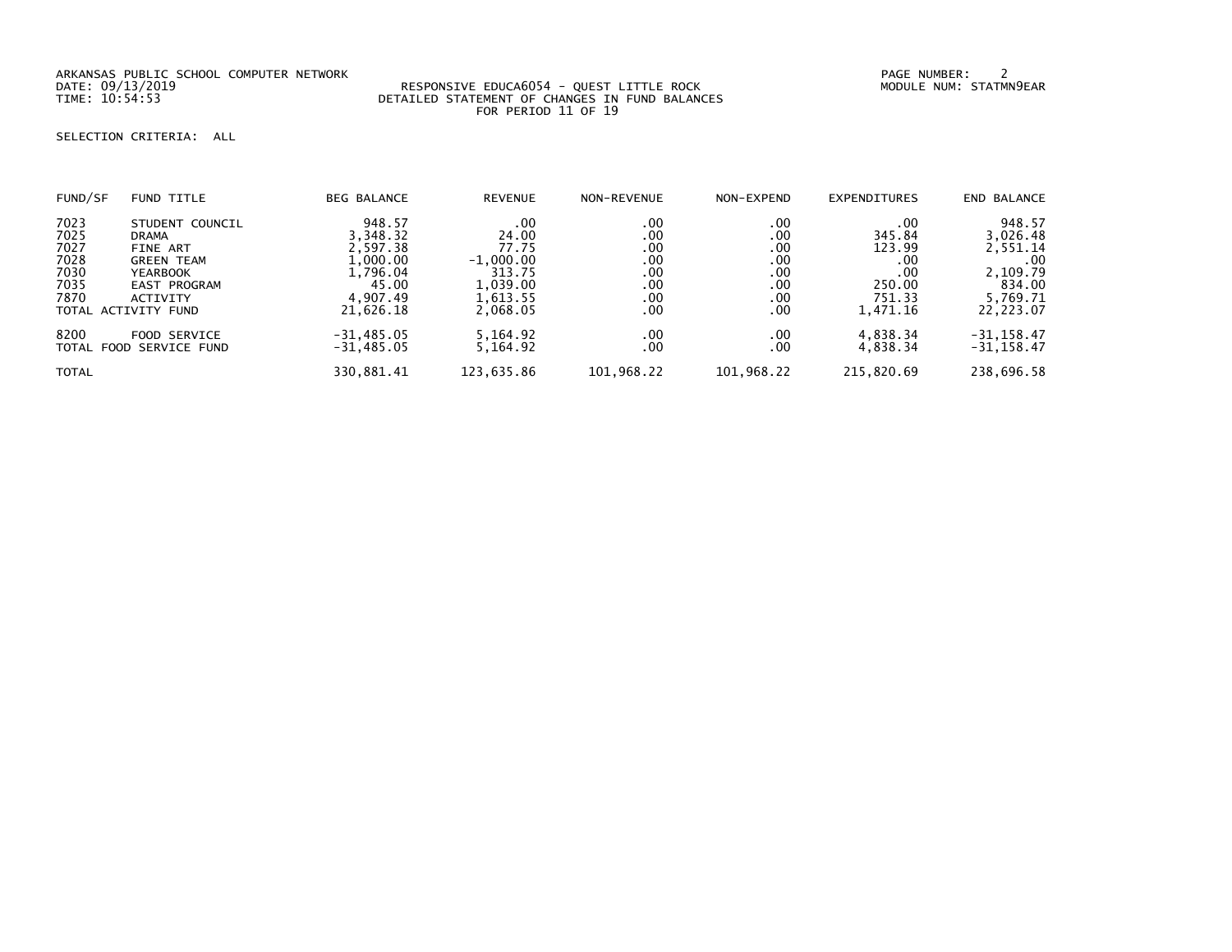ARKANSAS PUBLIC SCHOOL COMPUTER NETWORK
DATE: 09/13/2019
TIME: 10:54:53

RESPONSIVE EDUCA6054 - QUEST LITTLE ROCK
DETAILED STATEMENT OF CHANGES IN FUND BALANCES
FOR PERIOD 11 OF 19

PAGE NUMBER: 2
MODULE NUM: STATMN9EAR

SELECTION CRITERIA: ALL

| FUND/SF | FUND TITLE | BEG BALANCE | REVENUE | NON-REVENUE | NON-EXPEND | EXPENDITURES | END BALANCE |
|---|---|---|---|---|---|---|---|
| 7023 | STUDENT COUNCIL | 948.57 | .00 | .00 | .00 | .00 | 948.57 |
| 7025 | DRAMA | 3,348.32 | 24.00 | .00 | .00 | 345.84 | 3,026.48 |
| 7027 | FINE ART | 2,597.38 | 77.75 | .00 | .00 | 123.99 | 2,551.14 |
| 7028 | GREEN TEAM | 1,000.00 | -1,000.00 | .00 | .00 | .00 | .00 |
| 7030 | YEARBOOK | 1,796.04 | 313.75 | .00 | .00 | .00 | 2,109.79 |
| 7035 | EAST PROGRAM | 45.00 | 1,039.00 | .00 | .00 | 250.00 | 834.00 |
| 7870 | ACTIVITY | 4,907.49 | 1,613.55 | .00 | .00 | 751.33 | 5,769.71 |
| TOTAL ACTIVITY FUND | | 21,626.18 | 2,068.05 | .00 | .00 | 1,471.16 | 22,223.07 |
| 8200 | FOOD SERVICE | -31,485.05 | 5,164.92 | .00 | .00 | 4,838.34 | -31,158.47 |
| TOTAL FOOD SERVICE FUND | | -31,485.05 | 5,164.92 | .00 | .00 | 4,838.34 | -31,158.47 |
| TOTAL | | 330,881.41 | 123,635.86 | 101,968.22 | 101,968.22 | 215,820.69 | 238,696.58 |